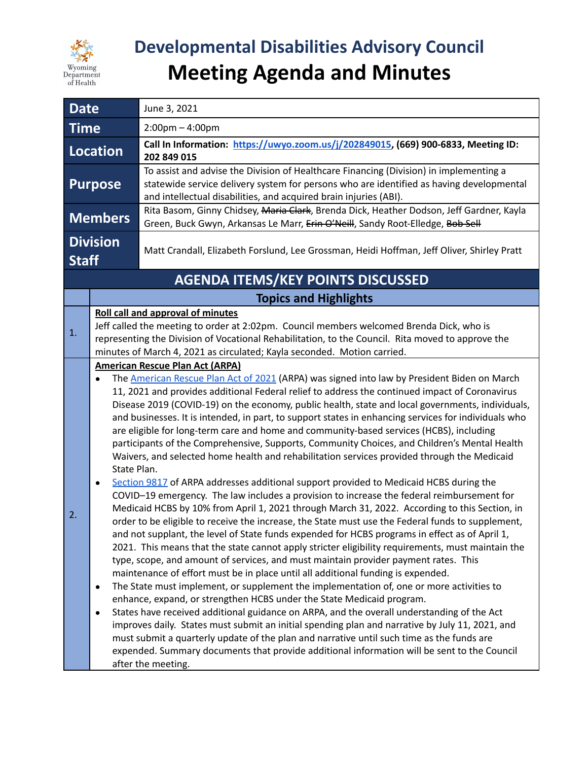# Developmental Disabilities Advisory Council
# Meeting Agenda and Minutes

| | |
|---|---|
| **Date** | June 3, 2021 |
| **Time** | 2:00pm – 4:00pm |
| **Location** | **Call In Information: [https://uwyo.zoom.us/j/202849015](https://uwyo.zoom.us/j/202849015), (669) 900-6833, Meeting ID: 202 849 015** |
| **Purpose** | To assist and advise the Division of Healthcare Financing (Division) in implementing a statewide service delivery system for persons who are identified as having developmental and intellectual disabilities, and acquired brain injuries (ABI). |
| **Members** | Rita Basom, Ginny Chidsey, ~~Maria Clark~~, Brenda Dick, Heather Dodson, Jeff Gardner, Kayla Green, Buck Gwyn, Arkansas Le Marr, ~~Erin O'Neill~~, Sandy Root-Elledge, ~~Bob Sell~~ |
| **Division Staff** | Matt Crandall, Elizabeth Forslund, Lee Grossman, Heidi Hoffman, Jeff Oliver, Shirley Pratt |

## AGENDA ITEMS/KEY POINTS DISCUSSED

### Topics and Highlights

**1. Roll call and approval of minutes**

Jeff called the meeting to order at 2:02pm. Council members welcomed Brenda Dick, who is representing the Division of Vocational Rehabilitation, to the Council. Rita moved to approve the minutes of March 4, 2021 as circulated; Kayla seconded. Motion carried.

**2. American Rescue Plan Act (ARPA)**

- The American Rescue Plan Act of 2021 (ARPA) was signed into law by President Biden on March 11, 2021 and provides additional Federal relief to address the continued impact of Coronavirus Disease 2019 (COVID-19) on the economy, public health, state and local governments, individuals, and businesses. It is intended, in part, to support states in enhancing services for individuals who are eligible for long-term care and home and community-based services (HCBS), including participants of the Comprehensive, Supports, Community Choices, and Children's Mental Health Waivers, and selected home health and rehabilitation services provided through the Medicaid State Plan.
- Section 9817 of ARPA addresses additional support provided to Medicaid HCBS during the COVID–19 emergency. The law includes a provision to increase the federal reimbursement for Medicaid HCBS by 10% from April 1, 2021 through March 31, 2022. According to this Section, in order to be eligible to receive the increase, the State must use the Federal funds to supplement, and not supplant, the level of State funds expended for HCBS programs in effect as of April 1, 2021. This means that the state cannot apply stricter eligibility requirements, must maintain the type, scope, and amount of services, and must maintain provider payment rates. This maintenance of effort must be in place until all additional funding is expended.
- The State must implement, or supplement the implementation of, one or more activities to enhance, expand, or strengthen HCBS under the State Medicaid program.
- States have received additional guidance on ARPA, and the overall understanding of the Act improves daily. States must submit an initial spending plan and narrative by July 11, 2021, and must submit a quarterly update of the plan and narrative until such time as the funds are expended. Summary documents that provide additional information will be sent to the Council after the meeting.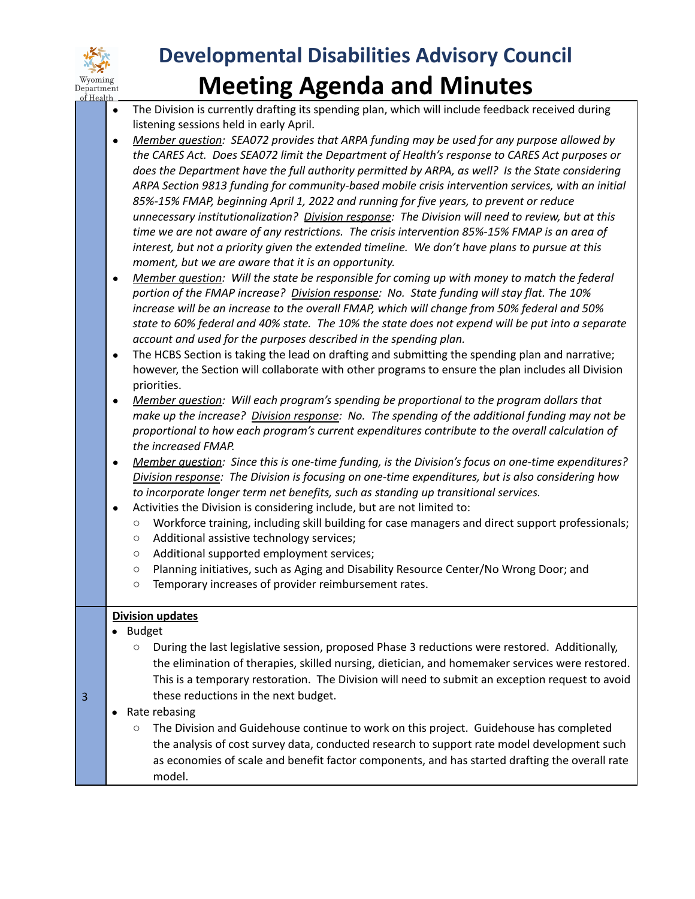# Developmental Disabilities Advisory Council

# Meeting Agenda and Minutes

| | |
|---|---|
| | • The Division is currently drafting its spending plan, which will include feedback received during listening sessions held in early April.<br>• *Member question: SEA072 provides that ARPA funding may be used for any purpose allowed by the CARES Act. Does SEA072 limit the Department of Health's response to CARES Act purposes or does the Department have the full authority permitted by ARPA, as well? Is the State considering ARPA Section 9813 funding for community-based mobile crisis intervention services, with an initial 85%-15% FMAP, beginning April 1, 2022 and running for five years, to prevent or reduce unnecessary institutionalization? Division response: The Division will need to review, but at this time we are not aware of any restrictions. The crisis intervention 85%-15% FMAP is an area of interest, but not a priority given the extended timeline. We don't have plans to pursue at this moment, but we are aware that it is an opportunity.*<br>• *Member question: Will the state be responsible for coming up with money to match the federal portion of the FMAP increase? Division response: No. State funding will stay flat. The 10% increase will be an increase to the overall FMAP, which will change from 50% federal and 50% state to 60% federal and 40% state. The 10% the state does not expend will be put into a separate account and used for the purposes described in the spending plan.*<br>• The HCBS Section is taking the lead on drafting and submitting the spending plan and narrative; however, the Section will collaborate with other programs to ensure the plan includes all Division priorities.<br>• *Member question: Will each program's spending be proportional to the program dollars that make up the increase? Division response: No. The spending of the additional funding may not be proportional to how each program's current expenditures contribute to the overall calculation of the increased FMAP.*<br>• *Member question: Since this is one-time funding, is the Division's focus on one-time expenditures? Division response: The Division is focusing on one-time expenditures, but is also considering how to incorporate longer term net benefits, such as standing up transitional services.*<br>• Activities the Division is considering include, but are not limited to:<br>&nbsp;&nbsp;○ Workforce training, including skill building for case managers and direct support professionals;<br>&nbsp;&nbsp;○ Additional assistive technology services;<br>&nbsp;&nbsp;○ Additional supported employment services;<br>&nbsp;&nbsp;○ Planning initiatives, such as Aging and Disability Resource Center/No Wrong Door; and<br>&nbsp;&nbsp;○ Temporary increases of provider reimbursement rates. |
| 3 | **Division updates**<br>• Budget<br>&nbsp;&nbsp;○ During the last legislative session, proposed Phase 3 reductions were restored. Additionally, the elimination of therapies, skilled nursing, dietician, and homemaker services were restored. This is a temporary restoration. The Division will need to submit an exception request to avoid these reductions in the next budget.<br>• Rate rebasing<br>&nbsp;&nbsp;○ The Division and Guidehouse continue to work on this project. Guidehouse has completed the analysis of cost survey data, conducted research to support rate model development such as economies of scale and benefit factor components, and has started drafting the overall rate model. |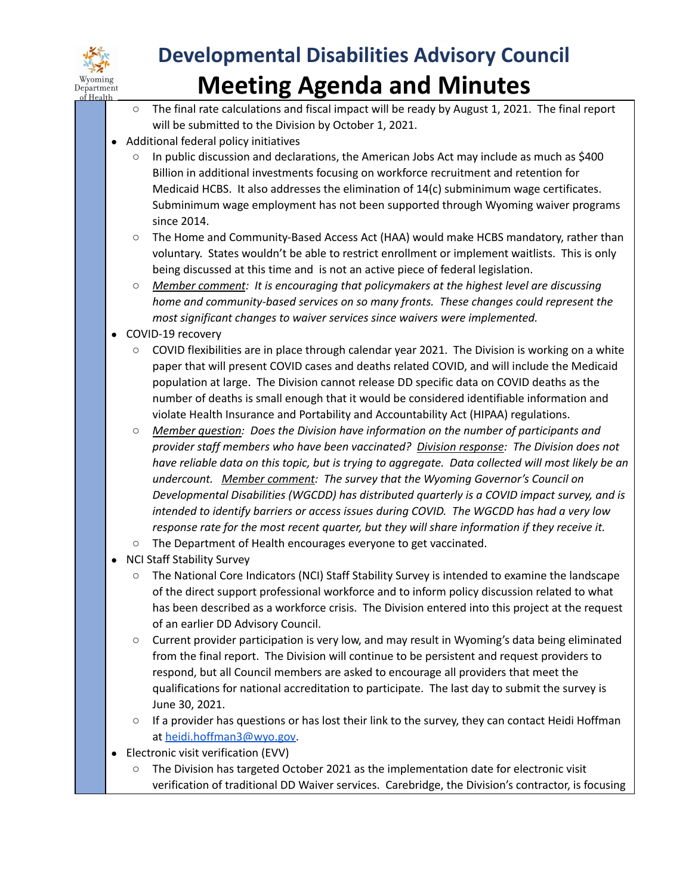- The final rate calculations and fiscal impact will be ready by August 1, 2021. The final report will be submitted to the Division by October 1, 2021.

- Additional federal policy initiatives
  - In public discussion and declarations, the American Jobs Act may include as much as $400 Billion in additional investments focusing on workforce recruitment and retention for Medicaid HCBS. It also addresses the elimination of 14(c) subminimum wage certificates. Subminimum wage employment has not been supported through Wyoming waiver programs since 2014.
  - The Home and Community-Based Access Act (HAA) would make HCBS mandatory, rather than voluntary. States wouldn't be able to restrict enrollment or implement waitlists. This is only being discussed at this time and is not an active piece of federal legislation.
  - *Member comment: It is encouraging that policymakers at the highest level are discussing home and community-based services on so many fronts. These changes could represent the most significant changes to waiver services since waivers were implemented.*
- COVID-19 recovery
  - COVID flexibilities are in place through calendar year 2021. The Division is working on a white paper that will present COVID cases and deaths related COVID, and will include the Medicaid population at large. The Division cannot release DD specific data on COVID deaths as the number of deaths is small enough that it would be considered identifiable information and violate Health Insurance and Portability and Accountability Act (HIPAA) regulations.
  - *Member question: Does the Division have information on the number of participants and provider staff members who have been vaccinated? Division response: The Division does not have reliable data on this topic, but is trying to aggregate. Data collected will most likely be an undercount. Member comment: The survey that the Wyoming Governor's Council on Developmental Disabilities (WGCDD) has distributed quarterly is a COVID impact survey, and is intended to identify barriers or access issues during COVID. The WGCDD has had a very low response rate for the most recent quarter, but they will share information if they receive it.*
  - The Department of Health encourages everyone to get vaccinated.
- NCI Staff Stability Survey
  - The National Core Indicators (NCI) Staff Stability Survey is intended to examine the landscape of the direct support professional workforce and to inform policy discussion related to what has been described as a workforce crisis. The Division entered into this project at the request of an earlier DD Advisory Council.
  - Current provider participation is very low, and may result in Wyoming's data being eliminated from the final report. The Division will continue to be persistent and request providers to respond, but all Council members are asked to encourage all providers that meet the qualifications for national accreditation to participate. The last day to submit the survey is June 30, 2021.
  - If a provider has questions or has lost their link to the survey, they can contact Heidi Hoffman at heidi.hoffman3@wyo.gov.
- Electronic visit verification (EVV)
  - The Division has targeted October 2021 as the implementation date for electronic visit verification of traditional DD Waiver services. Carebridge, the Division's contractor, is focusing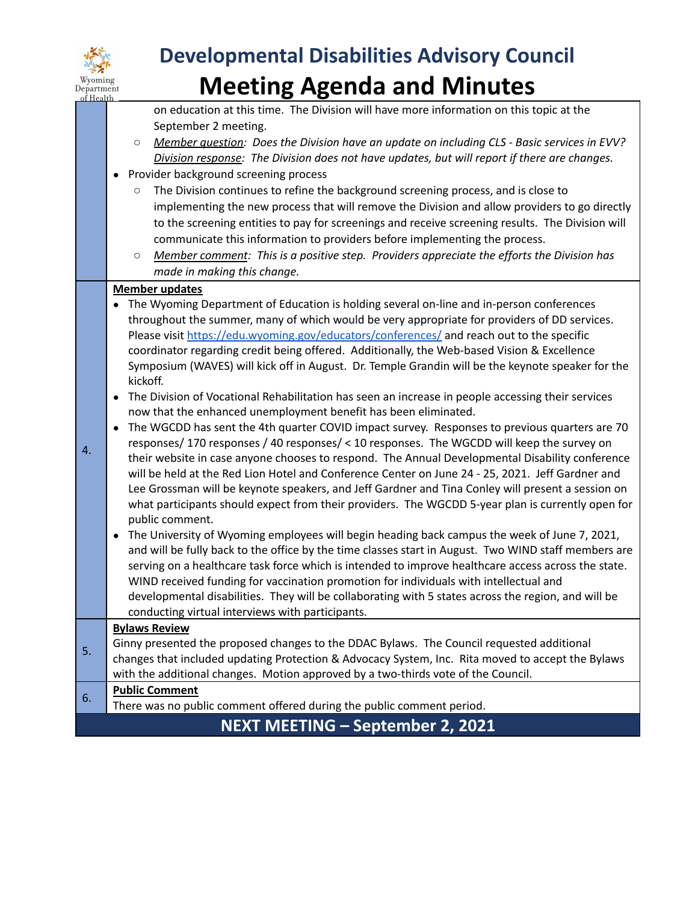on education at this time. The Division will have more information on this topic at the September 2 meeting.

- *Member question: Does the Division have an update on including CLS - Basic services in EVV?*
  *Division response: The Division does not have updates, but will report if there are changes.*

- Provider background screening process
  - The Division continues to refine the background screening process, and is close to implementing the new process that will remove the Division and allow providers to go directly to the screening entities to pay for screenings and receive screening results. The Division will communicate this information to providers before implementing the process.
  - *Member comment: This is a positive step. Providers appreciate the efforts the Division has made in making this change.*

| | |
|---|---|
| 4. | **Member updates**<br>• The Wyoming Department of Education is holding several on-line and in-person conferences throughout the summer, many of which would be very appropriate for providers of DD services. Please visit https://edu.wyoming.gov/educators/conferences/ and reach out to the specific coordinator regarding credit being offered. Additionally, the Web-based Vision & Excellence Symposium (WAVES) will kick off in August. Dr. Temple Grandin will be the keynote speaker for the kickoff.<br>• The Division of Vocational Rehabilitation has seen an increase in people accessing their services now that the enhanced unemployment benefit has been eliminated.<br>• The WGCDD has sent the 4th quarter COVID impact survey. Responses to previous quarters are 70 responses/ 170 responses / 40 responses/ < 10 responses. The WGCDD will keep the survey on their website in case anyone chooses to respond. The Annual Developmental Disability conference will be held at the Red Lion Hotel and Conference Center on June 24 - 25, 2021. Jeff Gardner and Lee Grossman will be keynote speakers, and Jeff Gardner and Tina Conley will present a session on what participants should expect from their providers. The WGCDD 5-year plan is currently open for public comment.<br>• The University of Wyoming employees will begin heading back campus the week of June 7, 2021, and will be fully back to the office by the time classes start in August. Two WIND staff members are serving on a healthcare task force which is intended to improve healthcare access across the state. WIND received funding for vaccination promotion for individuals with intellectual and developmental disabilities. They will be collaborating with 5 states across the region, and will be conducting virtual interviews with participants. |
| 5. | **Bylaws Review**<br>Ginny presented the proposed changes to the DDAC Bylaws. The Council requested additional changes that included updating Protection & Advocacy System, Inc. Rita moved to accept the Bylaws with the additional changes. Motion approved by a two-thirds vote of the Council. |
| 6. | **Public Comment**<br>There was no public comment offered during the public comment period. |

## NEXT MEETING – September 2, 2021